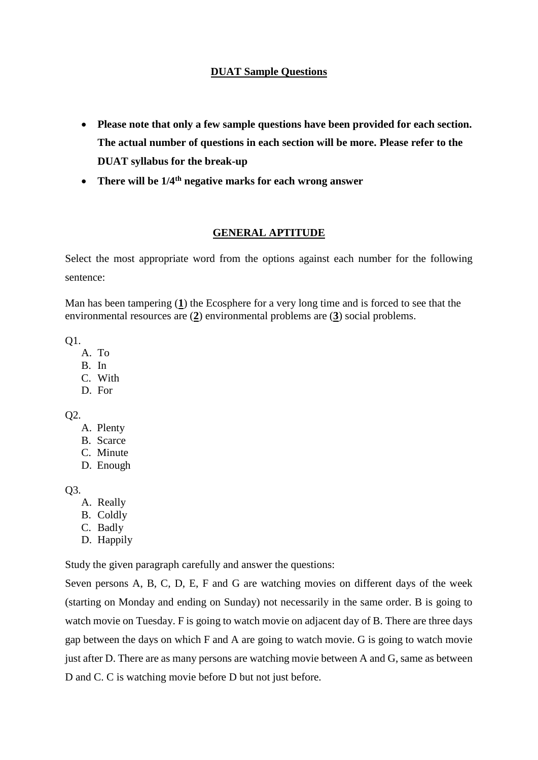# DUAT Sample Questions

- **Please note that only a few sample questions have been provided for each section. The actual number of questions in each section will be more. Please refer to the DUAT syllabus for the break-up**
- **There will be 1/4th negative marks for each wrong answer**

## GENERAL APTITUDE

Select the most appropriate word from the options against each number for the following sentence:

Man has been tampering (**1**) the Ecosphere for a very long time and is forced to see that the environmental resources are (**2**) environmental problems are (**3**) social problems.

Q1.

A. To
B. In
C. With
D. For

Q2.

A. Plenty
B. Scarce
C. Minute
D. Enough

Q3.

A. Really
B. Coldly
C. Badly
D. Happily

Study the given paragraph carefully and answer the questions:

Seven persons A, B, C, D, E, F and G are watching movies on different days of the week (starting on Monday and ending on Sunday) not necessarily in the same order. B is going to watch movie on Tuesday. F is going to watch movie on adjacent day of B. There are three days gap between the days on which F and A are going to watch movie. G is going to watch movie just after D. There are as many persons are watching movie between A and G, same as between D and C. C is watching movie before D but not just before.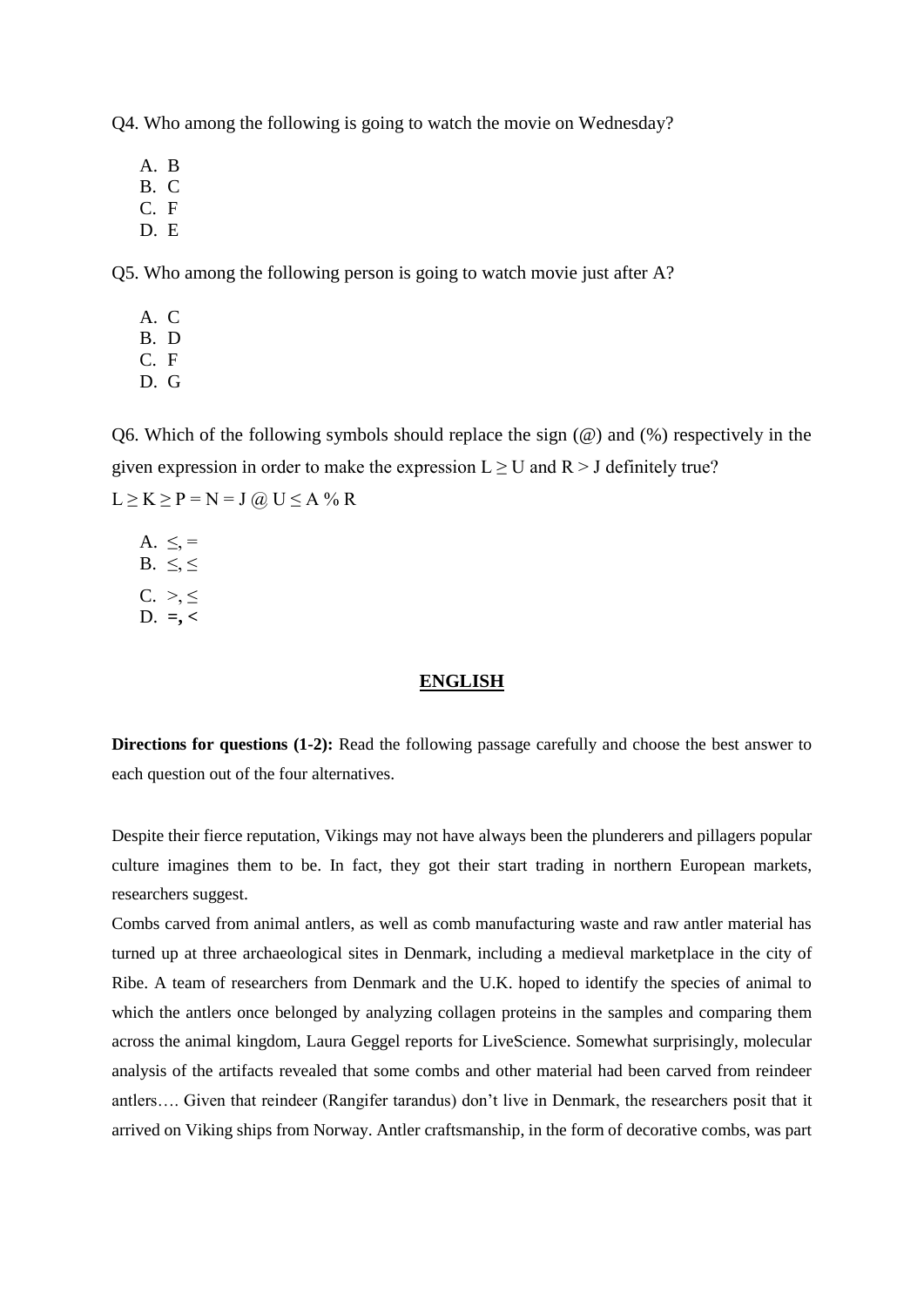Q4. Who among the following is going to watch the movie on Wednesday?

A. B
B. C
C. F
D. E

Q5. Who among the following person is going to watch movie just after A?

A. C
B. D
C. F
D. G

Q6. Which of the following symbols should replace the sign (@) and (%) respectively in the given expression in order to make the expression $L \geq U$ and $R > J$ definitely true?

$L \geq K \geq P = N = J$ @ $U \leq A$ % $R$

A. $\leq, =$
B. $\leq, \leq$
C. $>, \leq$
D. **$=, <$**

## ENGLISH

**Directions for questions (1-2):** Read the following passage carefully and choose the best answer to each question out of the four alternatives.

Despite their fierce reputation, Vikings may not have always been the plunderers and pillagers popular culture imagines them to be. In fact, they got their start trading in northern European markets, researchers suggest.

Combs carved from animal antlers, as well as comb manufacturing waste and raw antler material has turned up at three archaeological sites in Denmark, including a medieval marketplace in the city of Ribe. A team of researchers from Denmark and the U.K. hoped to identify the species of animal to which the antlers once belonged by analyzing collagen proteins in the samples and comparing them across the animal kingdom, Laura Geggel reports for LiveScience. Somewhat surprisingly, molecular analysis of the artifacts revealed that some combs and other material had been carved from reindeer antlers…. Given that reindeer (Rangifer tarandus) don't live in Denmark, the researchers posit that it arrived on Viking ships from Norway. Antler craftsmanship, in the form of decorative combs, was part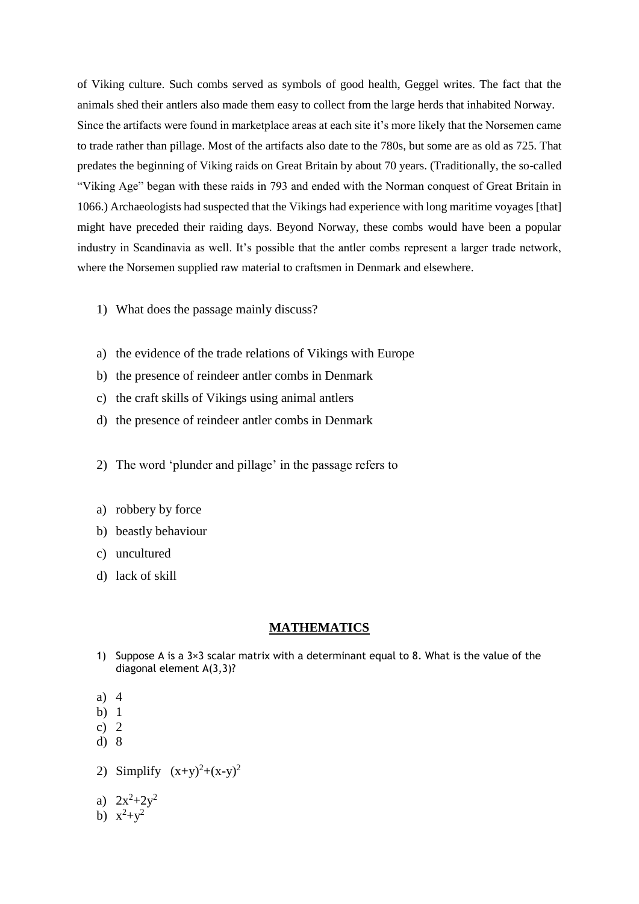of Viking culture. Such combs served as symbols of good health, Geggel writes. The fact that the animals shed their antlers also made them easy to collect from the large herds that inhabited Norway. Since the artifacts were found in marketplace areas at each site it's more likely that the Norsemen came to trade rather than pillage. Most of the artifacts also date to the 780s, but some are as old as 725. That predates the beginning of Viking raids on Great Britain by about 70 years. (Traditionally, the so-called "Viking Age" began with these raids in 793 and ended with the Norman conquest of Great Britain in 1066.) Archaeologists had suspected that the Vikings had experience with long maritime voyages [that] might have preceded their raiding days. Beyond Norway, these combs would have been a popular industry in Scandinavia as well. It's possible that the antler combs represent a larger trade network, where the Norsemen supplied raw material to craftsmen in Denmark and elsewhere.

1) What does the passage mainly discuss?

a) the evidence of the trade relations of Vikings with Europe
b) the presence of reindeer antler combs in Denmark
c) the craft skills of Vikings using animal antlers
d) the presence of reindeer antler combs in Denmark

2) The word 'plunder and pillage' in the passage refers to

a) robbery by force
b) beastly behaviour
c) uncultured
d) lack of skill

## MATHEMATICS

1) Suppose A is a 3×3 scalar matrix with a determinant equal to 8. What is the value of the diagonal element A(3,3)?

a) 4
b) 1
c) 2
d) 8

2) Simplify $(x+y)^2+(x-y)^2$

a) $2x^2+2y^2$
b) $x^2+y^2$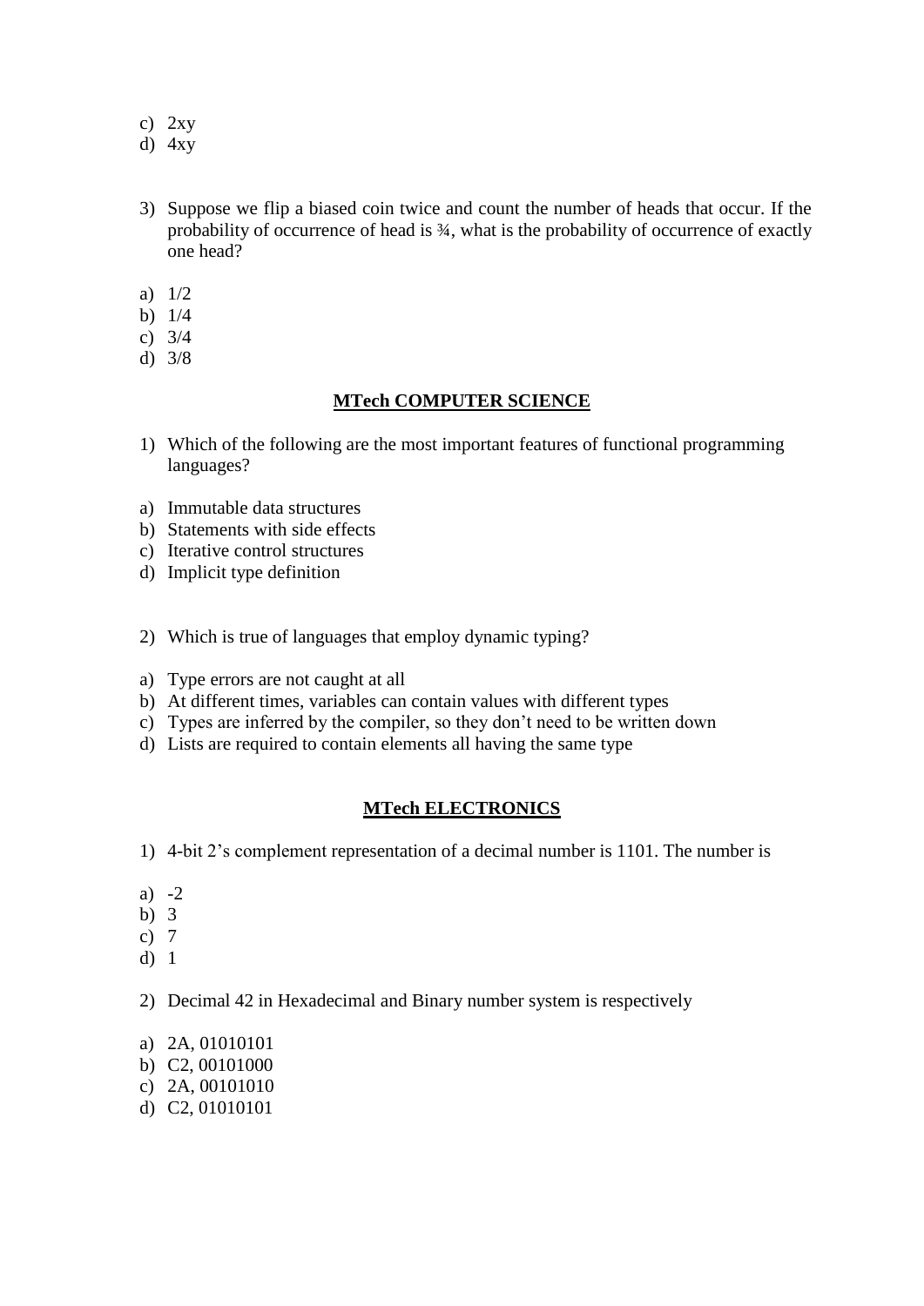c) 2xy
d) 4xy

3) Suppose we flip a biased coin twice and count the number of heads that occur. If the probability of occurrence of head is ¾, what is the probability of occurrence of exactly one head?

a) 1/2
b) 1/4
c) 3/4
d) 3/8

## MTech COMPUTER SCIENCE

1) Which of the following are the most important features of functional programming languages?

a) Immutable data structures
b) Statements with side effects
c) Iterative control structures
d) Implicit type definition

2) Which is true of languages that employ dynamic typing?

a) Type errors are not caught at all
b) At different times, variables can contain values with different types
c) Types are inferred by the compiler, so they don't need to be written down
d) Lists are required to contain elements all having the same type

## MTech ELECTRONICS

1) 4-bit 2's complement representation of a decimal number is 1101. The number is

a) -2
b) 3
c) 7
d) 1

2) Decimal 42 in Hexadecimal and Binary number system is respectively

a) 2A, 01010101
b) C2, 00101000
c) 2A, 00101010
d) C2, 01010101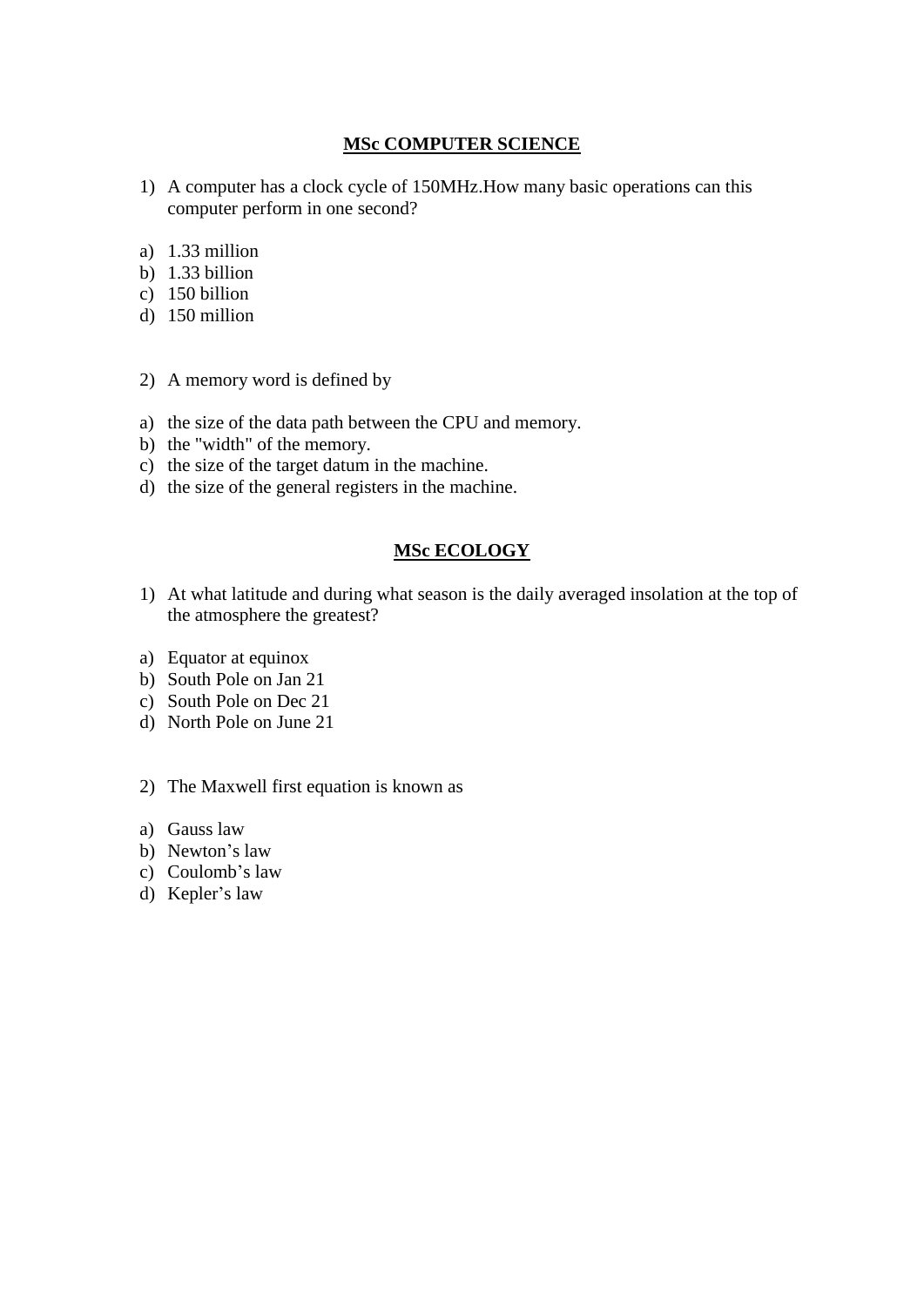## MSc COMPUTER SCIENCE

1) A computer has a clock cycle of 150MHz.How many basic operations can this computer perform in one second?

a) 1.33 million
b) 1.33 billion
c) 150 billion
d) 150 million

2) A memory word is defined by

a) the size of the data path between the CPU and memory.
b) the "width" of the memory.
c) the size of the target datum in the machine.
d) the size of the general registers in the machine.

## MSc ECOLOGY

1) At what latitude and during what season is the daily averaged insolation at the top of the atmosphere the greatest?

a) Equator at equinox
b) South Pole on Jan 21
c) South Pole on Dec 21
d) North Pole on June 21

2) The Maxwell first equation is known as

a) Gauss law
b) Newton's law
c) Coulomb's law
d) Kepler's law